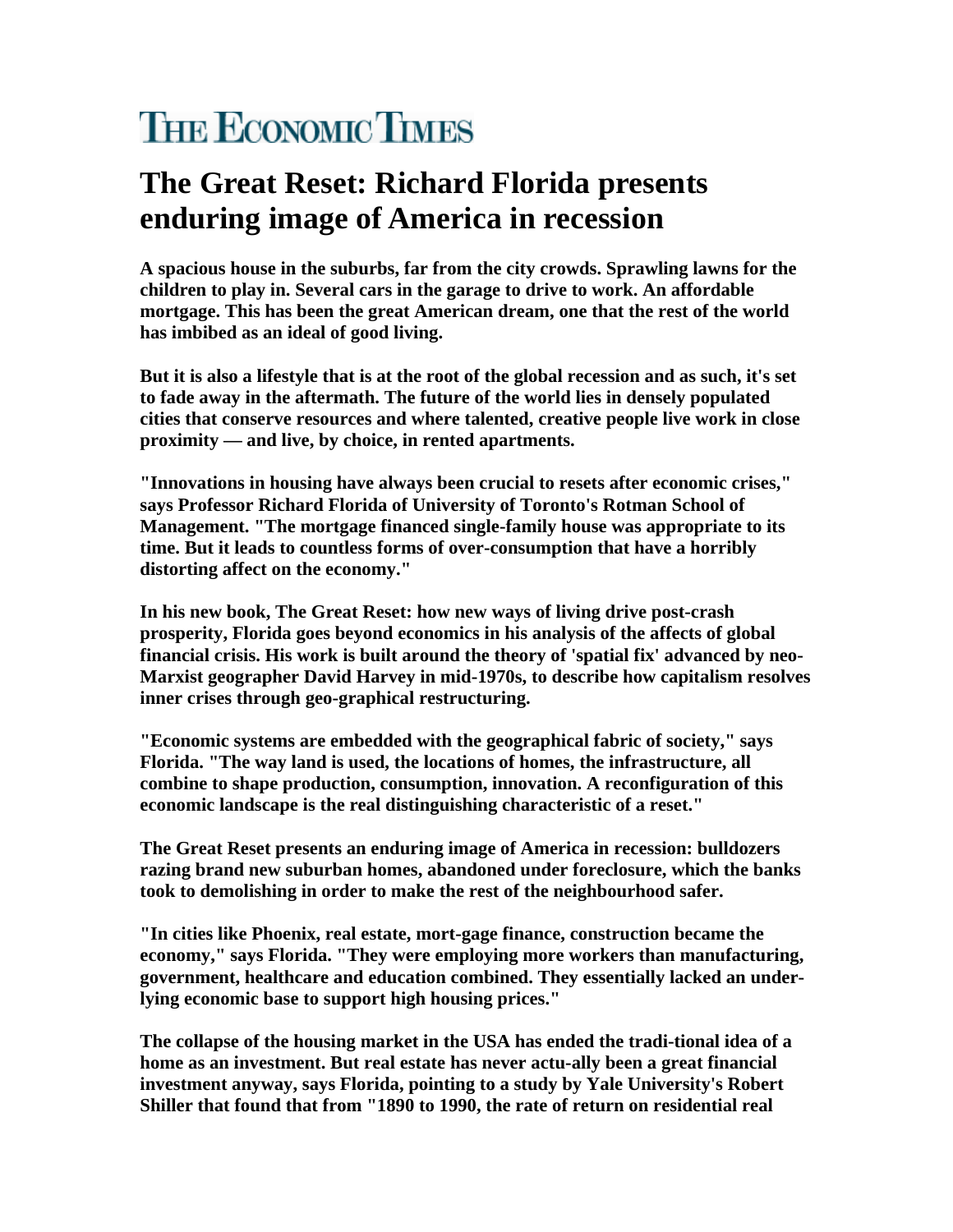# THE ECONOMIC TIMES

## The Great Reset: Richard Florida presents enduring image of America in recession

**A spacious house in the suburbs, far from the city crowds. Sprawling lawns for the children to play in. Several cars in the garage to drive to work. An affordable mortgage. This has been the great American dream, one that the rest of the world has imbibed as an ideal of good living.**

**But it is also a lifestyle that is at the root of the global recession and as such, it's set to fade away in the aftermath. The future of the world lies in densely populated cities that conserve resources and where talented, creative people live work in close proximity — and live, by choice, in rented apartments.**

**"Innovations in housing have always been crucial to resets after economic crises," says Professor Richard Florida of University of Toronto's Rotman School of Management. "The mortgage financed single-family house was appropriate to its time. But it leads to countless forms of over-consumption that have a horribly distorting affect on the economy."**

**In his new book, The Great Reset: how new ways of living drive post-crash prosperity, Florida goes beyond economics in his analysis of the affects of global financial crisis. His work is built around the theory of 'spatial fix' advanced by neo-Marxist geographer David Harvey in mid-1970s, to describe how capitalism resolves inner crises through geo-graphical restructuring.**

**"Economic systems are embedded with the geographical fabric of society," says Florida. "The way land is used, the locations of homes, the infrastructure, all combine to shape production, consumption, innovation. A reconfiguration of this economic landscape is the real distinguishing characteristic of a reset."**

**The Great Reset presents an enduring image of America in recession: bulldozers razing brand new suburban homes, abandoned under foreclosure, which the banks took to demolishing in order to make the rest of the neighbourhood safer.**

**"In cities like Phoenix, real estate, mort-gage finance, construction became the economy," says Florida. "They were employing more workers than manufacturing, government, healthcare and education combined. They essentially lacked an under-lying economic base to support high housing prices."**

**The collapse of the housing market in the USA has ended the tradi-tional idea of a home as an investment. But real estate has never actu-ally been a great financial investment anyway, says Florida, pointing to a study by Yale University's Robert Shiller that found that from "1890 to 1990, the rate of return on residential real**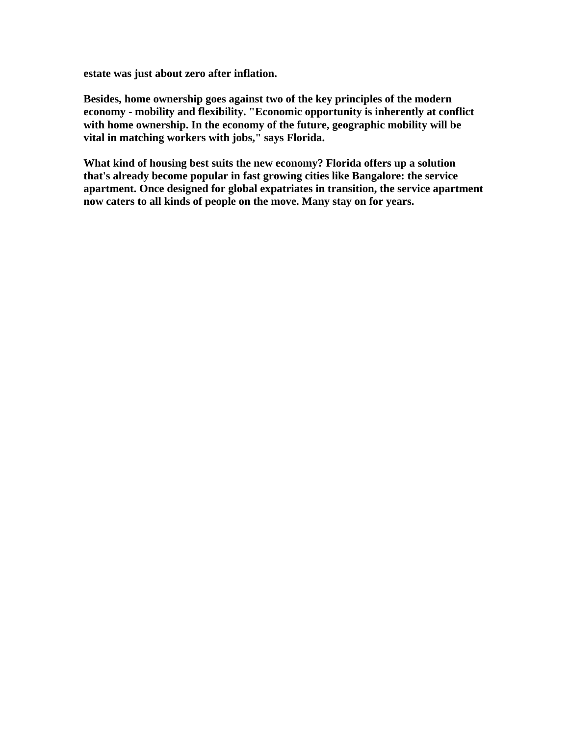**estate was just about zero after inflation.**

**Besides, home ownership goes against two of the key principles of the modern economy - mobility and flexibility. "Economic opportunity is inherently at conflict with home ownership. In the economy of the future, geographic mobility will be vital in matching workers with jobs," says Florida.**

**What kind of housing best suits the new economy? Florida offers up a solution that's already become popular in fast growing cities like Bangalore: the service apartment. Once designed for global expatriates in transition, the service apartment now caters to all kinds of people on the move. Many stay on for years.**